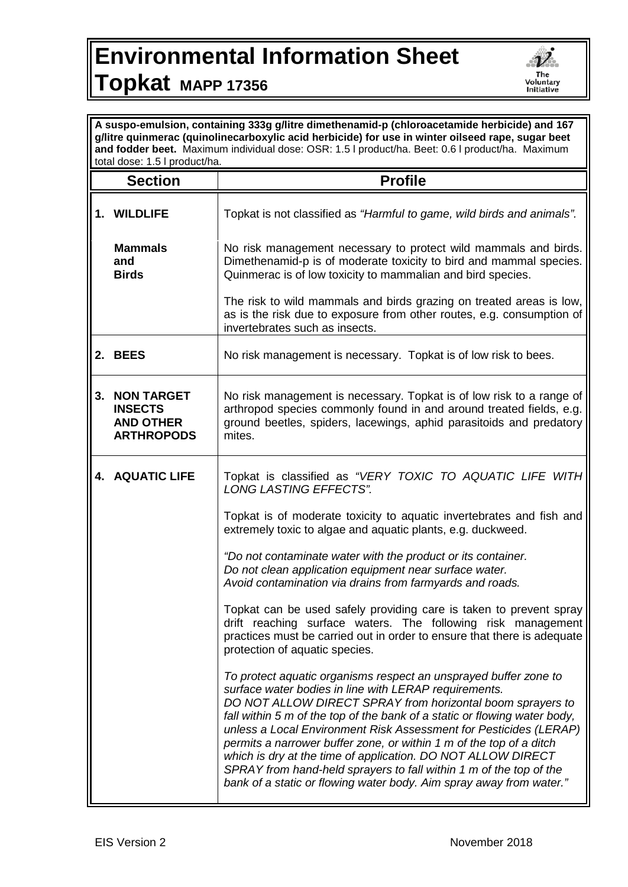# Environmental Information Sheet

# Topkat MAPP 17356

**A suspo-emulsion, containing 333g g/litre dimethenamid-p (chloroacetamide herbicide) and 167 g/litre quinmerac (quinolinecarboxylic acid herbicide) for use in winter oilseed rape, sugar beet and fodder beet.** Maximum individual dose: OSR: 1.5 l product/ha. Beet: 0.6 l product/ha. Maximum total dose: 1.5 l product/ha.

| Section | Profile |
|---|---|
| **1. WILDLIFE** | Topkat is not classified as *"Harmful to game, wild birds and animals"*. |
| **Mammals and Birds** | No risk management necessary to protect wild mammals and birds. Dimethenamid-p is of moderate toxicity to bird and mammal species. Quinmerac is of low toxicity to mammalian and bird species.<br><br>The risk to wild mammals and birds grazing on treated areas is low, as is the risk due to exposure from other routes, e.g. consumption of invertebrates such as insects. |
| **2. BEES** | No risk management is necessary. Topkat is of low risk to bees. |
| **3. NON TARGET INSECTS AND OTHER ARTHROPODS** | No risk management is necessary. Topkat is of low risk to a range of arthropod species commonly found in and around treated fields, e.g. ground beetles, spiders, lacewings, aphid parasitoids and predatory mites. |
| **4. AQUATIC LIFE** | Topkat is classified as *"VERY TOXIC TO AQUATIC LIFE WITH LONG LASTING EFFECTS"*.<br><br>Topkat is of moderate toxicity to aquatic invertebrates and fish and extremely toxic to algae and aquatic plants, e.g. duckweed.<br><br>*"Do not contaminate water with the product or its container. Do not clean application equipment near surface water. Avoid contamination via drains from farmyards and roads.*<br><br>Topkat can be used safely providing care is taken to prevent spray drift reaching surface waters. The following risk management practices must be carried out in order to ensure that there is adequate protection of aquatic species.<br><br>*To protect aquatic organisms respect an unsprayed buffer zone to surface water bodies in line with LERAP requirements. DO NOT ALLOW DIRECT SPRAY from horizontal boom sprayers to fall within 5 m of the top of the bank of a static or flowing water body, unless a Local Environment Risk Assessment for Pesticides (LERAP) permits a narrower buffer zone, or within 1 m of the top of a ditch which is dry at the time of application. DO NOT ALLOW DIRECT SPRAY from hand-held sprayers to fall within 1 m of the top of the bank of a static or flowing water body. Aim spray away from water."* |

EIS Version 2 November 2018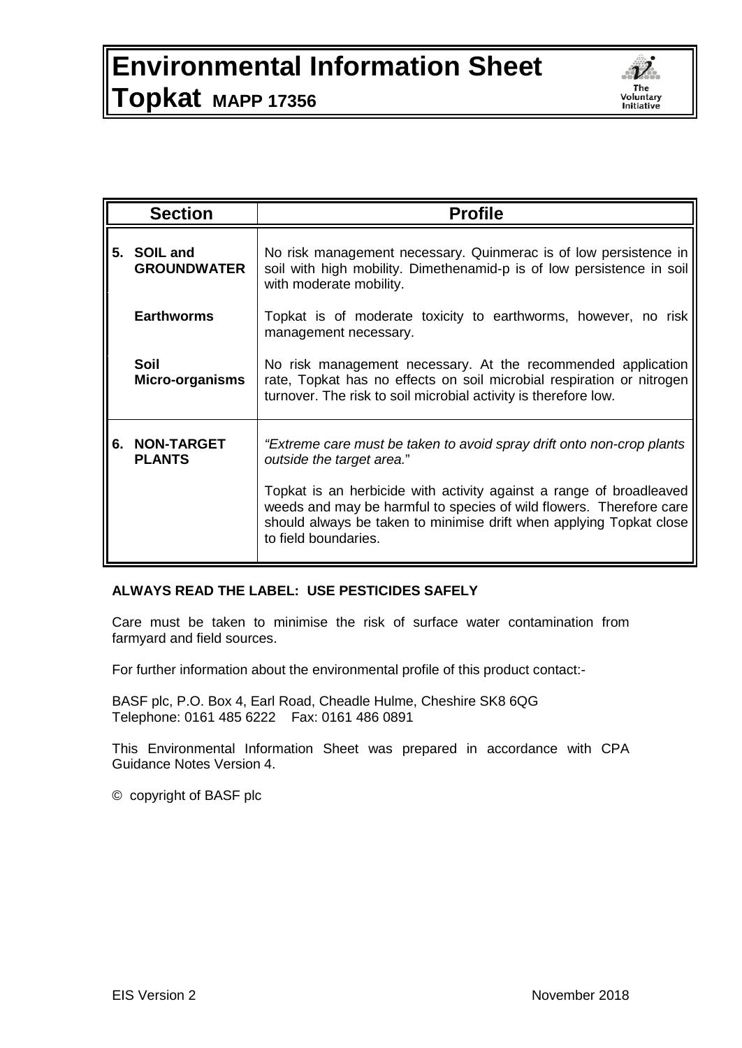# Environmental Information Sheet
# Topkat MAPP 17356

| Section | Profile |
| --- | --- |
| **5. SOIL and GROUNDWATER** | No risk management necessary. Quinmerac is of low persistence in soil with high mobility. Dimethenamid-p is of low persistence in soil with moderate mobility. |
| **Earthworms** | Topkat is of moderate toxicity to earthworms, however, no risk management necessary. |
| **Soil Micro-organisms** | No risk management necessary. At the recommended application rate, Topkat has no effects on soil microbial respiration or nitrogen turnover. The risk to soil microbial activity is therefore low. |
| **6. NON-TARGET PLANTS** | *"Extreme care must be taken to avoid spray drift onto non-crop plants outside the target area."*<br><br>Topkat is an herbicide with activity against a range of broadleaved weeds and may be harmful to species of wild flowers. Therefore care should always be taken to minimise drift when applying Topkat close to field boundaries. |

**ALWAYS READ THE LABEL: USE PESTICIDES SAFELY**

Care must be taken to minimise the risk of surface water contamination from farmyard and field sources.

For further information about the environmental profile of this product contact:-

BASF plc, P.O. Box 4, Earl Road, Cheadle Hulme, Cheshire SK8 6QG
Telephone: 0161 485 6222 Fax: 0161 486 0891

This Environmental Information Sheet was prepared in accordance with CPA Guidance Notes Version 4.

© copyright of BASF plc

EIS Version 2 November 2018